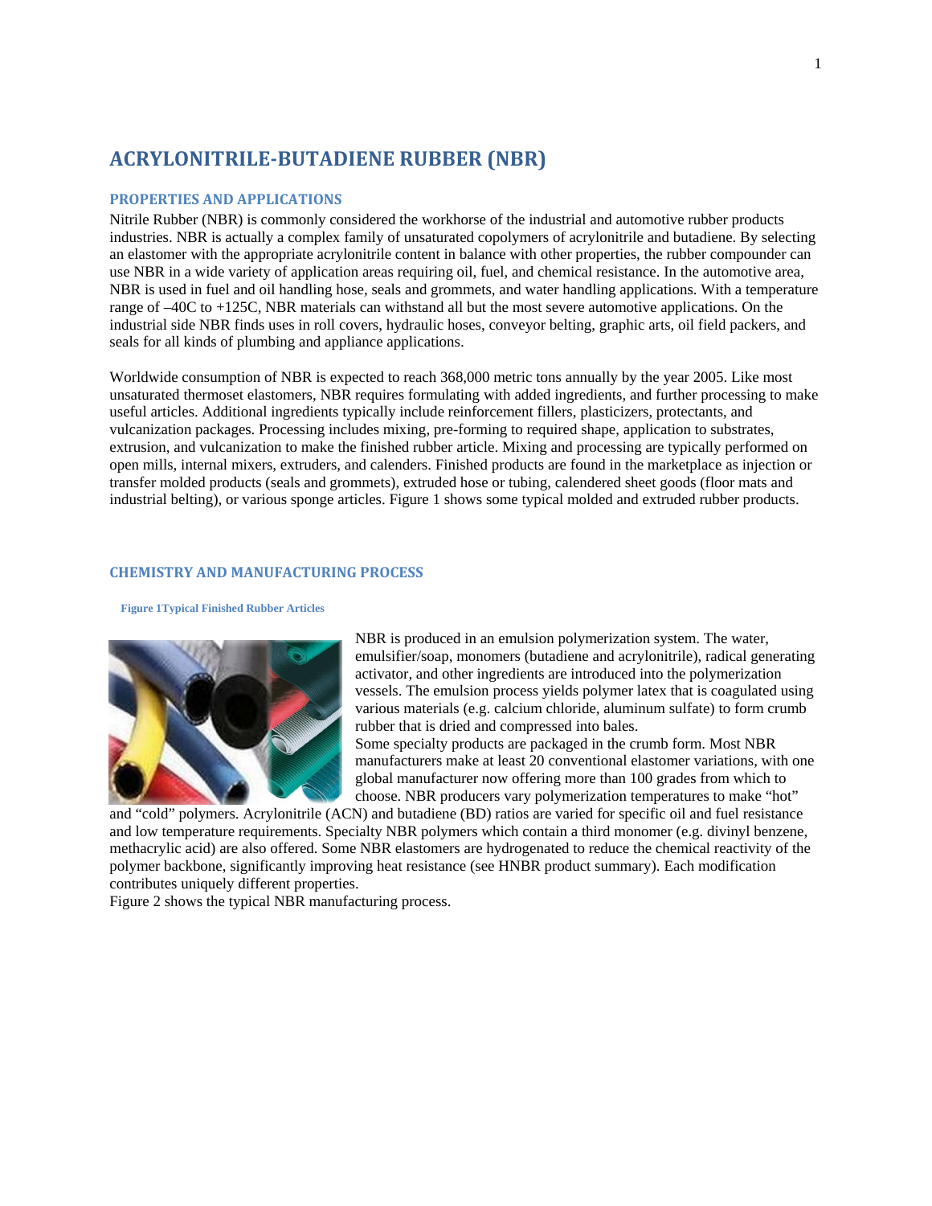# ACRYLONITRILE-BUTADIENE RUBBER (NBR)

## PROPERTIES AND APPLICATIONS

Nitrile Rubber (NBR) is commonly considered the workhorse of the industrial and automotive rubber products industries. NBR is actually a complex family of unsaturated copolymers of acrylonitrile and butadiene. By selecting an elastomer with the appropriate acrylonitrile content in balance with other properties, the rubber compounder can use NBR in a wide variety of application areas requiring oil, fuel, and chemical resistance. In the automotive area, NBR is used in fuel and oil handling hose, seals and grommets, and water handling applications. With a temperature range of –40C to +125C, NBR materials can withstand all but the most severe automotive applications. On the industrial side NBR finds uses in roll covers, hydraulic hoses, conveyor belting, graphic arts, oil field packers, and seals for all kinds of plumbing and appliance applications.

Worldwide consumption of NBR is expected to reach 368,000 metric tons annually by the year 2005. Like most unsaturated thermoset elastomers, NBR requires formulating with added ingredients, and further processing to make useful articles. Additional ingredients typically include reinforcement fillers, plasticizers, protectants, and vulcanization packages. Processing includes mixing, pre-forming to required shape, application to substrates, extrusion, and vulcanization to make the finished rubber article. Mixing and processing are typically performed on open mills, internal mixers, extruders, and calenders. Finished products are found in the marketplace as injection or transfer molded products (seals and grommets), extruded hose or tubing, calendered sheet goods (floor mats and industrial belting), or various sponge articles. Figure 1 shows some typical molded and extruded rubber products.

## CHEMISTRY AND MANUFACTURING PROCESS

**Figure 1Typical Finished Rubber Articles**

NBR is produced in an emulsion polymerization system. The water, emulsifier/soap, monomers (butadiene and acrylonitrile), radical generating activator, and other ingredients are introduced into the polymerization vessels. The emulsion process yields polymer latex that is coagulated using various materials (e.g. calcium chloride, aluminum sulfate) to form crumb rubber that is dried and compressed into bales.

Some specialty products are packaged in the crumb form. Most NBR manufacturers make at least 20 conventional elastomer variations, with one global manufacturer now offering more than 100 grades from which to choose. NBR producers vary polymerization temperatures to make "hot" and "cold" polymers. Acrylonitrile (ACN) and butadiene (BD) ratios are varied for specific oil and fuel resistance and low temperature requirements. Specialty NBR polymers which contain a third monomer (e.g. divinyl benzene, methacrylic acid) are also offered. Some NBR elastomers are hydrogenated to reduce the chemical reactivity of the polymer backbone, significantly improving heat resistance (see HNBR product summary). Each modification contributes uniquely different properties.

Figure 2 shows the typical NBR manufacturing process.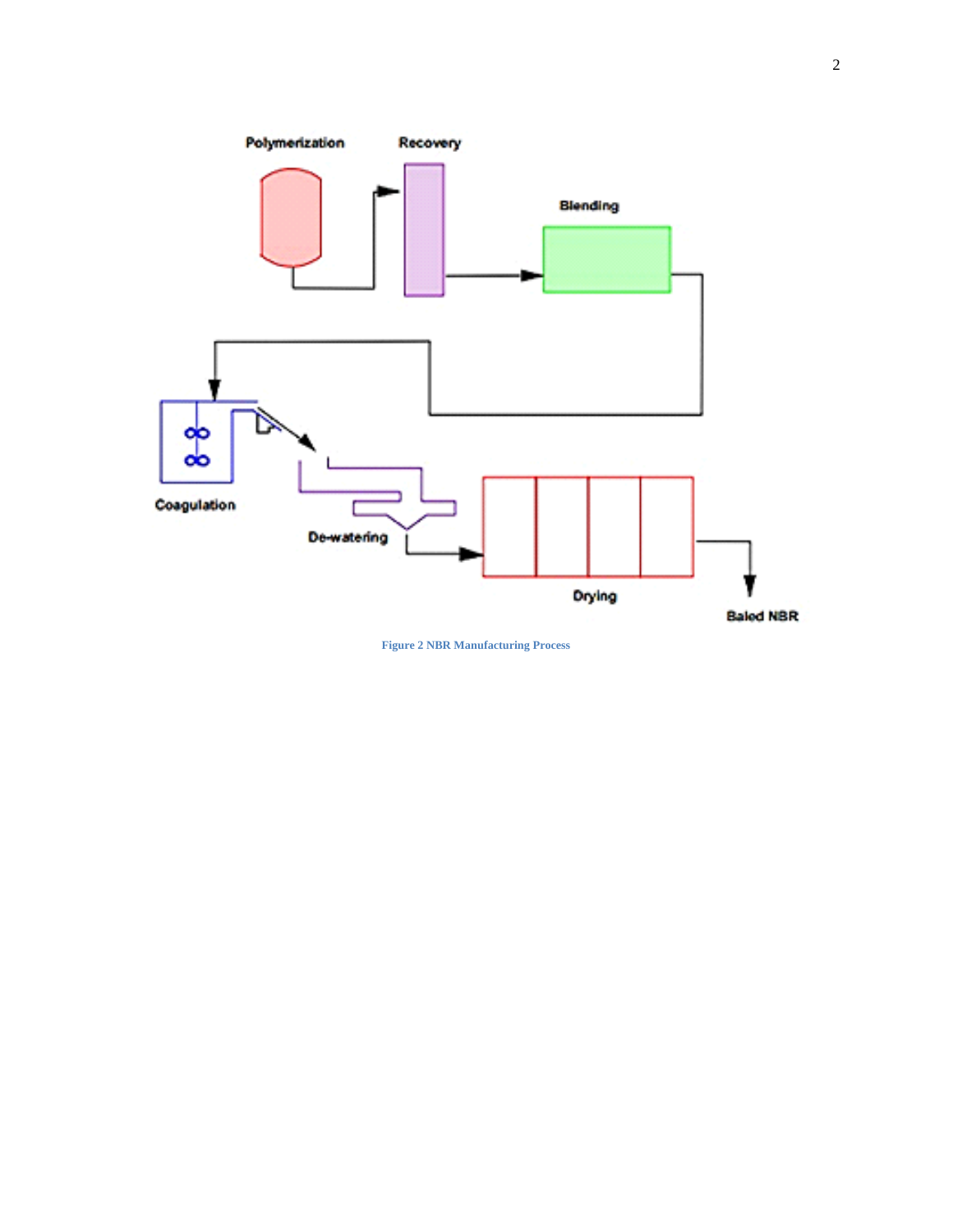Polymerization

Recovery

Blending

Coagulation

De-watering

Drying

Baled NBR

Figure 2 NBR Manufacturing Process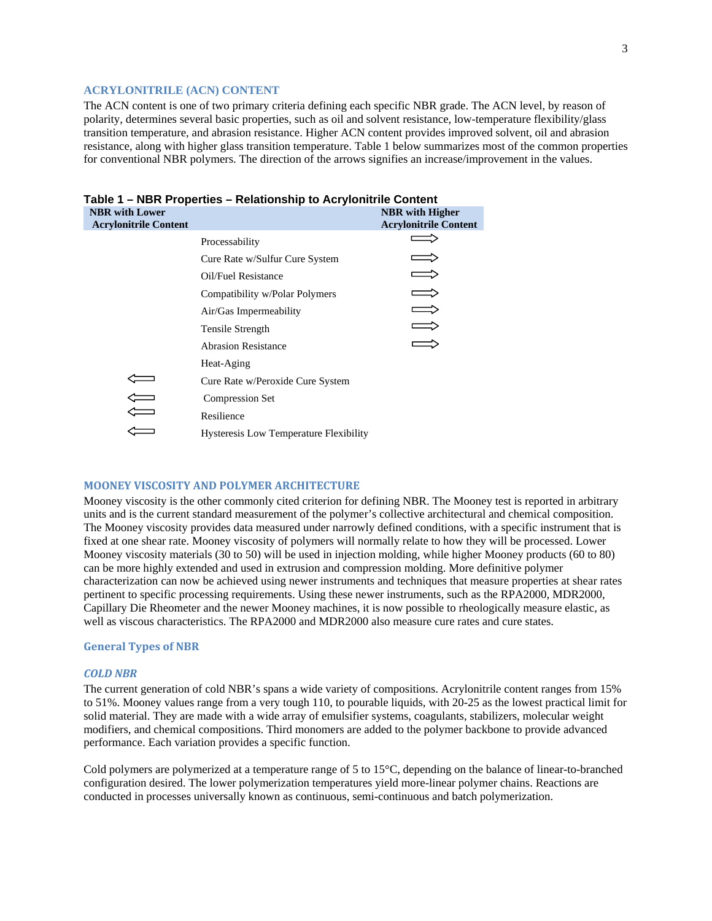### ACRYLONITRILE (ACN) CONTENT

The ACN content is one of two primary criteria defining each specific NBR grade. The ACN level, by reason of polarity, determines several basic properties, such as oil and solvent resistance, low-temperature flexibility/glass transition temperature, and abrasion resistance. Higher ACN content provides improved solvent, oil and abrasion resistance, along with higher glass transition temperature. Table 1 below summarizes most of the common properties for conventional NBR polymers. The direction of the arrows signifies an increase/improvement in the values.

**Table 1 – NBR Properties – Relationship to Acrylonitrile Content**

| NBR with Lower Acrylonitrile Content | | NBR with Higher Acrylonitrile Content |
|---|---|---|
| | Processability | ⇨ |
| | Cure Rate w/Sulfur Cure System | ⇨ |
| | Oil/Fuel Resistance | ⇨ |
| | Compatibility w/Polar Polymers | ⇨ |
| | Air/Gas Impermeability | ⇨ |
| | Tensile Strength | ⇨ |
| | Abrasion Resistance | ⇨ |
| | Heat-Aging | |
| ⇦ | Cure Rate w/Peroxide Cure System | |
| ⇦ | Compression Set | |
| ⇦ | Resilience | |
| ⇦ | Hysteresis Low Temperature Flexibility | |

### MOONEY VISCOSITY AND POLYMER ARCHITECTURE

Mooney viscosity is the other commonly cited criterion for defining NBR. The Mooney test is reported in arbitrary units and is the current standard measurement of the polymer's collective architectural and chemical composition. The Mooney viscosity provides data measured under narrowly defined conditions, with a specific instrument that is fixed at one shear rate. Mooney viscosity of polymers will normally relate to how they will be processed. Lower Mooney viscosity materials (30 to 50) will be used in injection molding, while higher Mooney products (60 to 80) can be more highly extended and used in extrusion and compression molding. More definitive polymer characterization can now be achieved using newer instruments and techniques that measure properties at shear rates pertinent to specific processing requirements. Using these newer instruments, such as the RPA2000, MDR2000, Capillary Die Rheometer and the newer Mooney machines, it is now possible to rheologically measure elastic, as well as viscous characteristics. The RPA2000 and MDR2000 also measure cure rates and cure states.

## General Types of NBR

### *COLD NBR*

The current generation of cold NBR's spans a wide variety of compositions. Acrylonitrile content ranges from 15% to 51%. Mooney values range from a very tough 110, to pourable liquids, with 20-25 as the lowest practical limit for solid material. They are made with a wide array of emulsifier systems, coagulants, stabilizers, molecular weight modifiers, and chemical compositions. Third monomers are added to the polymer backbone to provide advanced performance. Each variation provides a specific function.

Cold polymers are polymerized at a temperature range of 5 to 15°C, depending on the balance of linear-to-branched configuration desired. The lower polymerization temperatures yield more-linear polymer chains. Reactions are conducted in processes universally known as continuous, semi-continuous and batch polymerization.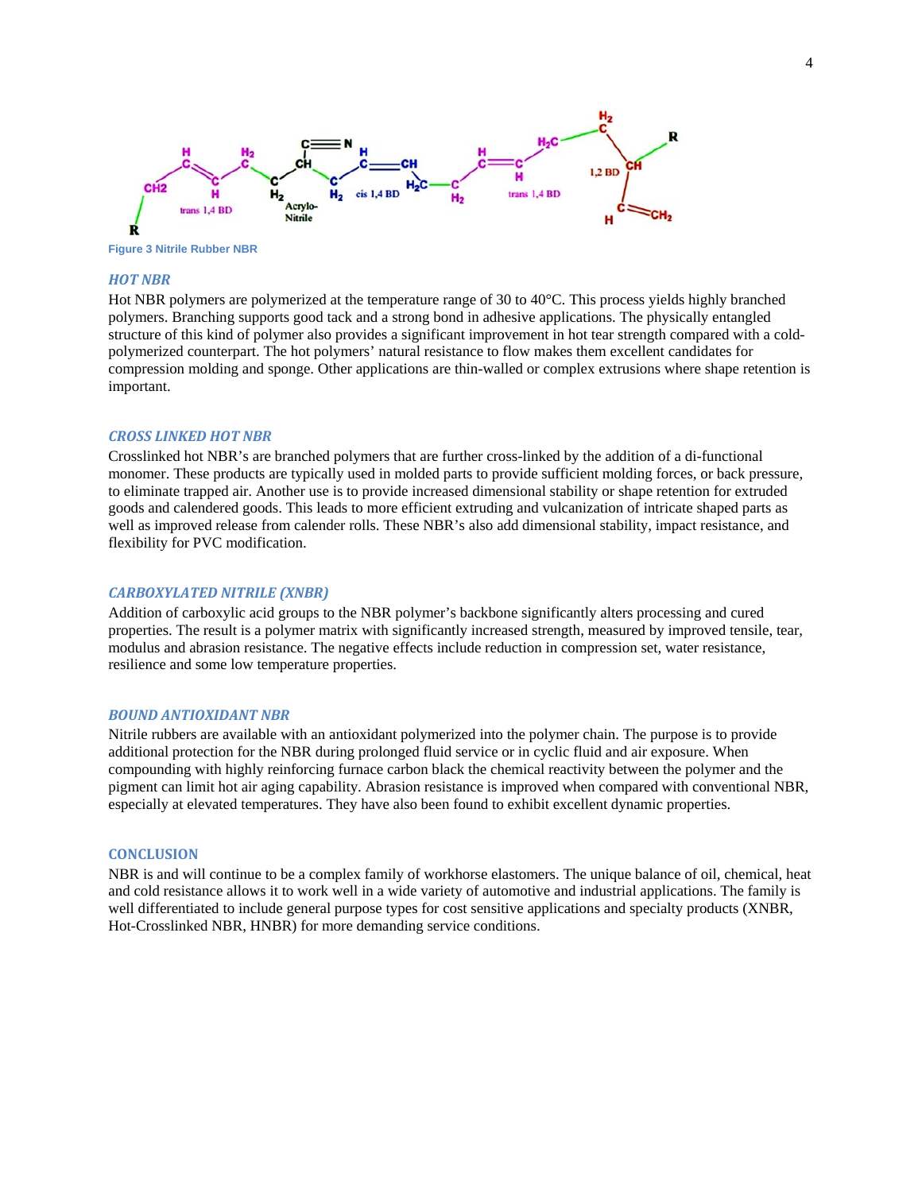Figure 3 Nitrile Rubber NBR

### *HOT NBR*

Hot NBR polymers are polymerized at the temperature range of 30 to 40°C. This process yields highly branched polymers. Branching supports good tack and a strong bond in adhesive applications. The physically entangled structure of this kind of polymer also provides a significant improvement in hot tear strength compared with a cold-polymerized counterpart. The hot polymers' natural resistance to flow makes them excellent candidates for compression molding and sponge. Other applications are thin-walled or complex extrusions where shape retention is important.

### *CROSS LINKED HOT NBR*

Crosslinked hot NBR's are branched polymers that are further cross-linked by the addition of a di-functional monomer. These products are typically used in molded parts to provide sufficient molding forces, or back pressure, to eliminate trapped air. Another use is to provide increased dimensional stability or shape retention for extruded goods and calendered goods. This leads to more efficient extruding and vulcanization of intricate shaped parts as well as improved release from calender rolls. These NBR's also add dimensional stability, impact resistance, and flexibility for PVC modification.

### *CARBOXYLATED NITRILE (XNBR)*

Addition of carboxylic acid groups to the NBR polymer's backbone significantly alters processing and cured properties. The result is a polymer matrix with significantly increased strength, measured by improved tensile, tear, modulus and abrasion resistance. The negative effects include reduction in compression set, water resistance, resilience and some low temperature properties.

### *BOUND ANTIOXIDANT NBR*

Nitrile rubbers are available with an antioxidant polymerized into the polymer chain. The purpose is to provide additional protection for the NBR during prolonged fluid service or in cyclic fluid and air exposure. When compounding with highly reinforcing furnace carbon black the chemical reactivity between the polymer and the pigment can limit hot air aging capability. Abrasion resistance is improved when compared with conventional NBR, especially at elevated temperatures. They have also been found to exhibit excellent dynamic properties.

### CONCLUSION

NBR is and will continue to be a complex family of workhorse elastomers. The unique balance of oil, chemical, heat and cold resistance allows it to work well in a wide variety of automotive and industrial applications. The family is well differentiated to include general purpose types for cost sensitive applications and specialty products (XNBR, Hot-Crosslinked NBR, HNBR) for more demanding service conditions.